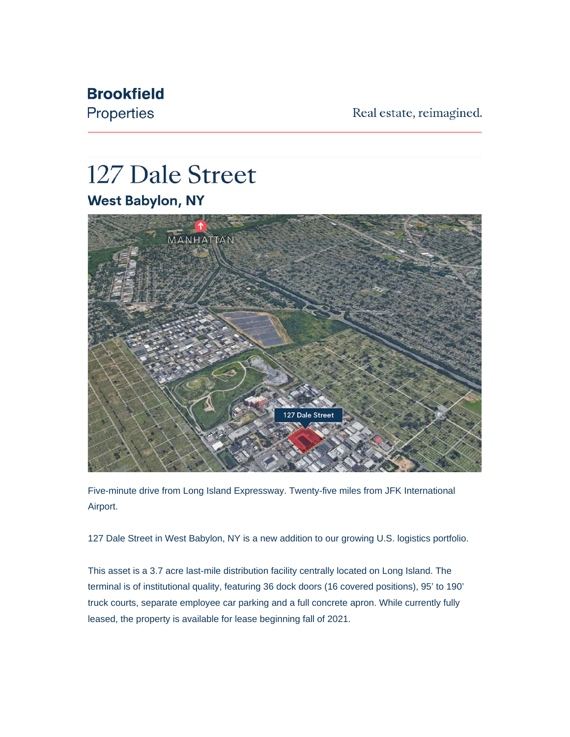Brookfield Properties

Real estate, reimagined.

# 127 Dale Street

## West Babylon, NY

Five-minute drive from Long Island Expressway. Twenty-five miles from JFK International Airport.

127 Dale Street in West Babylon, NY is a new addition to our growing U.S. logistics portfolio.

This asset is a 3.7 acre last-mile distribution facility centrally located on Long Island. The terminal is of institutional quality, featuring 36 dock doors (16 covered positions), 95' to 190' truck courts, separate employee car parking and a full concrete apron. While currently fully leased, the property is available for lease beginning fall of 2021.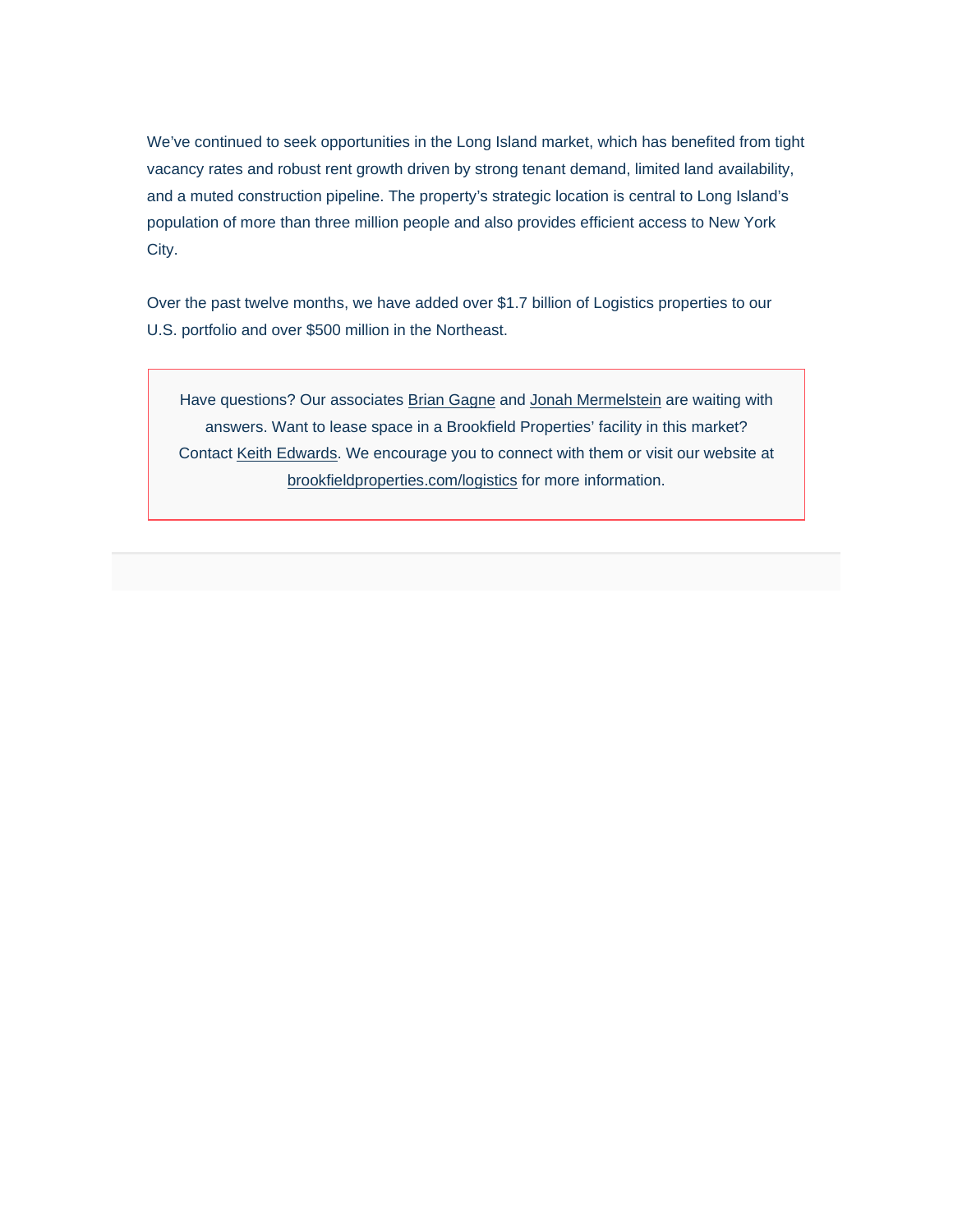We've continued to seek opportunities in the Long Island market, which has benefited from tight vacancy rates and robust rent growth driven by strong tenant demand, limited land availability, and a muted construction pipeline. The property's strategic location is central to Long Island's population of more than three million people and also provides efficient access to New York City.

Over the past twelve months, we have added over $1.7 billion of Logistics properties to our U.S. portfolio and over $500 million in the Northeast.

> Have questions? Our associates Brian Gagne and Jonah Mermelstein are waiting with answers. Want to lease space in a Brookfield Properties' facility in this market? Contact Keith Edwards. We encourage you to connect with them or visit our website at brookfieldproperties.com/logistics for more information.